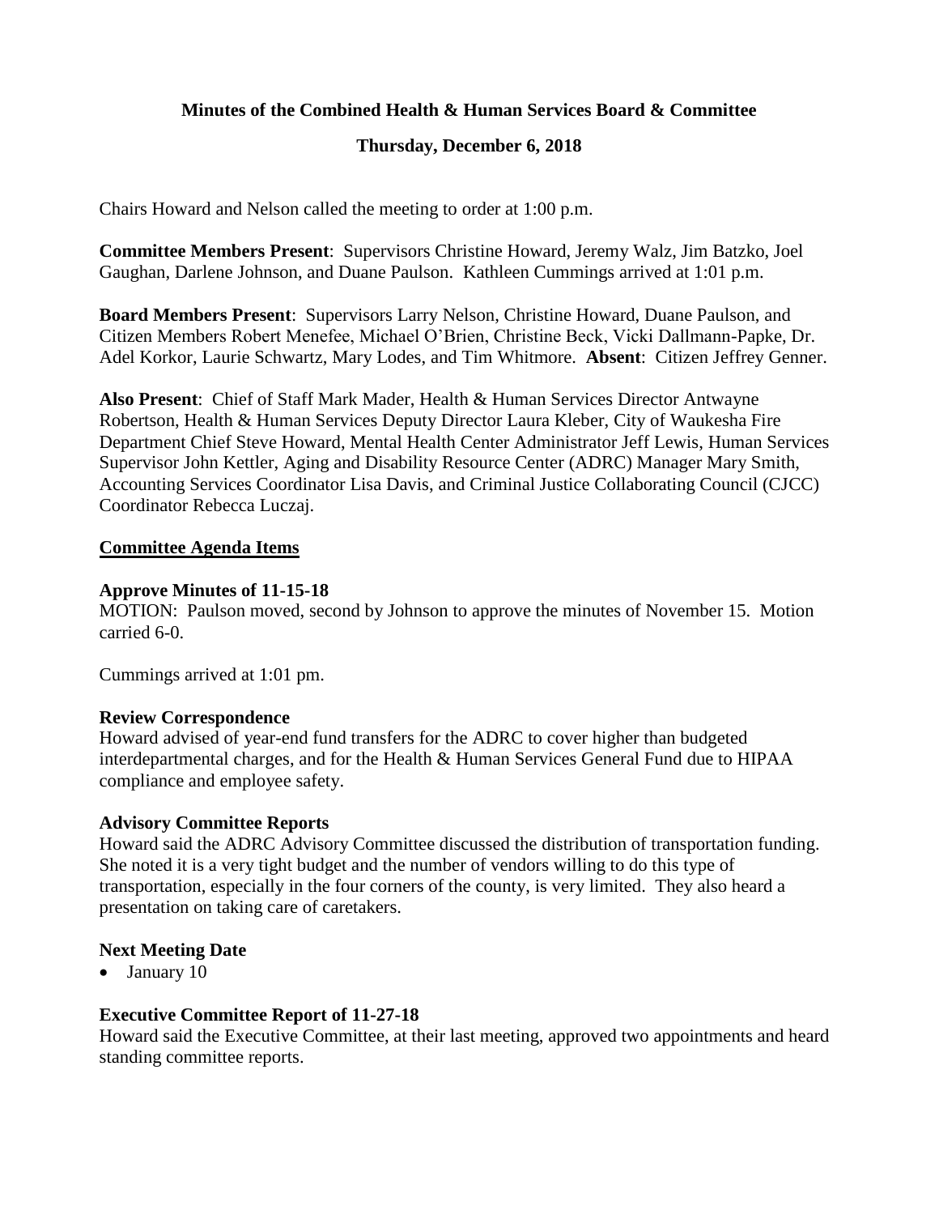**Minutes of the Combined Health & Human Services Board & Committee**

**Thursday, December 6, 2018**

Chairs Howard and Nelson called the meeting to order at 1:00 p.m.

**Committee Members Present**: Supervisors Christine Howard, Jeremy Walz, Jim Batzko, Joel Gaughan, Darlene Johnson, and Duane Paulson. Kathleen Cummings arrived at 1:01 p.m.

**Board Members Present**: Supervisors Larry Nelson, Christine Howard, Duane Paulson, and Citizen Members Robert Menefee, Michael O'Brien, Christine Beck, Vicki Dallmann-Papke, Dr. Adel Korkor, Laurie Schwartz, Mary Lodes, and Tim Whitmore. **Absent**: Citizen Jeffrey Genner.

**Also Present**: Chief of Staff Mark Mader, Health & Human Services Director Antwayne Robertson, Health & Human Services Deputy Director Laura Kleber, City of Waukesha Fire Department Chief Steve Howard, Mental Health Center Administrator Jeff Lewis, Human Services Supervisor John Kettler, Aging and Disability Resource Center (ADRC) Manager Mary Smith, Accounting Services Coordinator Lisa Davis, and Criminal Justice Collaborating Council (CJCC) Coordinator Rebecca Luczaj.

## Committee Agenda Items

**Approve Minutes of 11-15-18**

MOTION: Paulson moved, second by Johnson to approve the minutes of November 15. Motion carried 6-0.

Cummings arrived at 1:01 pm.

**Review Correspondence**

Howard advised of year-end fund transfers for the ADRC to cover higher than budgeted interdepartmental charges, and for the Health & Human Services General Fund due to HIPAA compliance and employee safety.

**Advisory Committee Reports**

Howard said the ADRC Advisory Committee discussed the distribution of transportation funding. She noted it is a very tight budget and the number of vendors willing to do this type of transportation, especially in the four corners of the county, is very limited. They also heard a presentation on taking care of caretakers.

**Next Meeting Date**

- January 10

**Executive Committee Report of 11-27-18**

Howard said the Executive Committee, at their last meeting, approved two appointments and heard standing committee reports.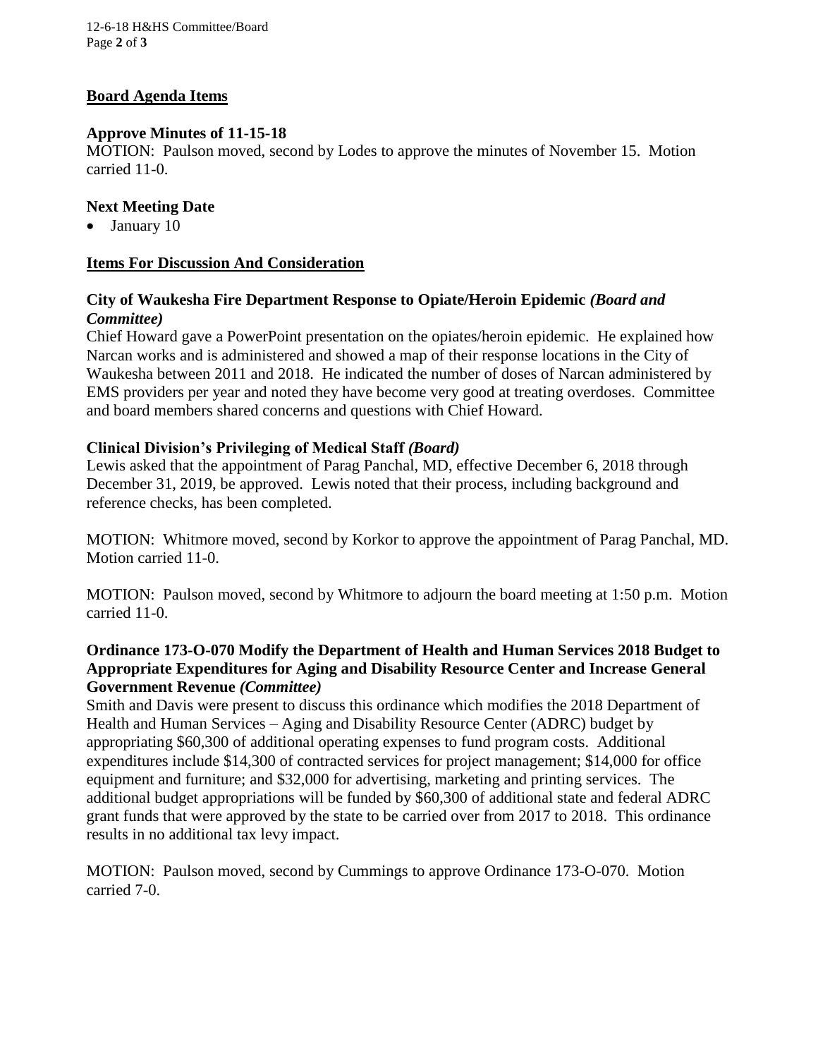## Board Agenda Items

### Approve Minutes of 11-15-18

MOTION: Paulson moved, second by Lodes to approve the minutes of November 15. Motion carried 11-0.

### Next Meeting Date

- January 10

## Items For Discussion And Consideration

### City of Waukesha Fire Department Response to Opiate/Heroin Epidemic *(Board and Committee)*

Chief Howard gave a PowerPoint presentation on the opiates/heroin epidemic. He explained how Narcan works and is administered and showed a map of their response locations in the City of Waukesha between 2011 and 2018. He indicated the number of doses of Narcan administered by EMS providers per year and noted they have become very good at treating overdoses. Committee and board members shared concerns and questions with Chief Howard.

### Clinical Division's Privileging of Medical Staff *(Board)*

Lewis asked that the appointment of Parag Panchal, MD, effective December 6, 2018 through December 31, 2019, be approved. Lewis noted that their process, including background and reference checks, has been completed.

MOTION: Whitmore moved, second by Korkor to approve the appointment of Parag Panchal, MD. Motion carried 11-0.

MOTION: Paulson moved, second by Whitmore to adjourn the board meeting at 1:50 p.m. Motion carried 11-0.

### Ordinance 173-O-070 Modify the Department of Health and Human Services 2018 Budget to Appropriate Expenditures for Aging and Disability Resource Center and Increase General Government Revenue *(Committee)*

Smith and Davis were present to discuss this ordinance which modifies the 2018 Department of Health and Human Services – Aging and Disability Resource Center (ADRC) budget by appropriating $60,300 of additional operating expenses to fund program costs. Additional expenditures include $14,300 of contracted services for project management; $14,000 for office equipment and furniture; and $32,000 for advertising, marketing and printing services. The additional budget appropriations will be funded by $60,300 of additional state and federal ADRC grant funds that were approved by the state to be carried over from 2017 to 2018. This ordinance results in no additional tax levy impact.

MOTION: Paulson moved, second by Cummings to approve Ordinance 173-O-070. Motion carried 7-0.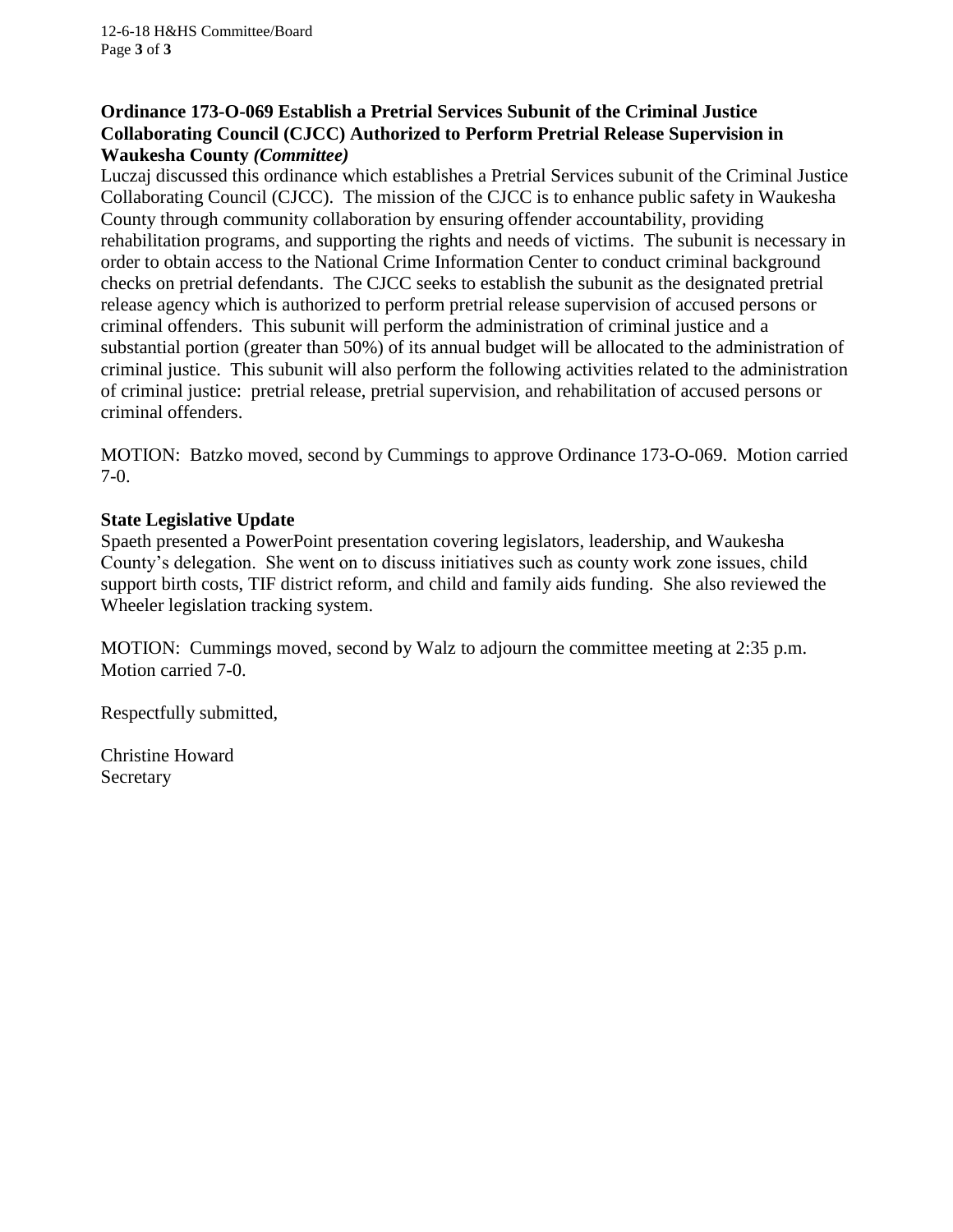**Ordinance 173-O-069 Establish a Pretrial Services Subunit of the Criminal Justice Collaborating Council (CJCC) Authorized to Perform Pretrial Release Supervision in Waukesha County *(Committee)***

Luczaj discussed this ordinance which establishes a Pretrial Services subunit of the Criminal Justice Collaborating Council (CJCC). The mission of the CJCC is to enhance public safety in Waukesha County through community collaboration by ensuring offender accountability, providing rehabilitation programs, and supporting the rights and needs of victims. The subunit is necessary in order to obtain access to the National Crime Information Center to conduct criminal background checks on pretrial defendants. The CJCC seeks to establish the subunit as the designated pretrial release agency which is authorized to perform pretrial release supervision of accused persons or criminal offenders. This subunit will perform the administration of criminal justice and a substantial portion (greater than 50%) of its annual budget will be allocated to the administration of criminal justice. This subunit will also perform the following activities related to the administration of criminal justice: pretrial release, pretrial supervision, and rehabilitation of accused persons or criminal offenders.

MOTION: Batzko moved, second by Cummings to approve Ordinance 173-O-069. Motion carried 7-0.

**State Legislative Update**

Spaeth presented a PowerPoint presentation covering legislators, leadership, and Waukesha County's delegation. She went on to discuss initiatives such as county work zone issues, child support birth costs, TIF district reform, and child and family aids funding. She also reviewed the Wheeler legislation tracking system.

MOTION: Cummings moved, second by Walz to adjourn the committee meeting at 2:35 p.m. Motion carried 7-0.

Respectfully submitted,

Christine Howard
Secretary